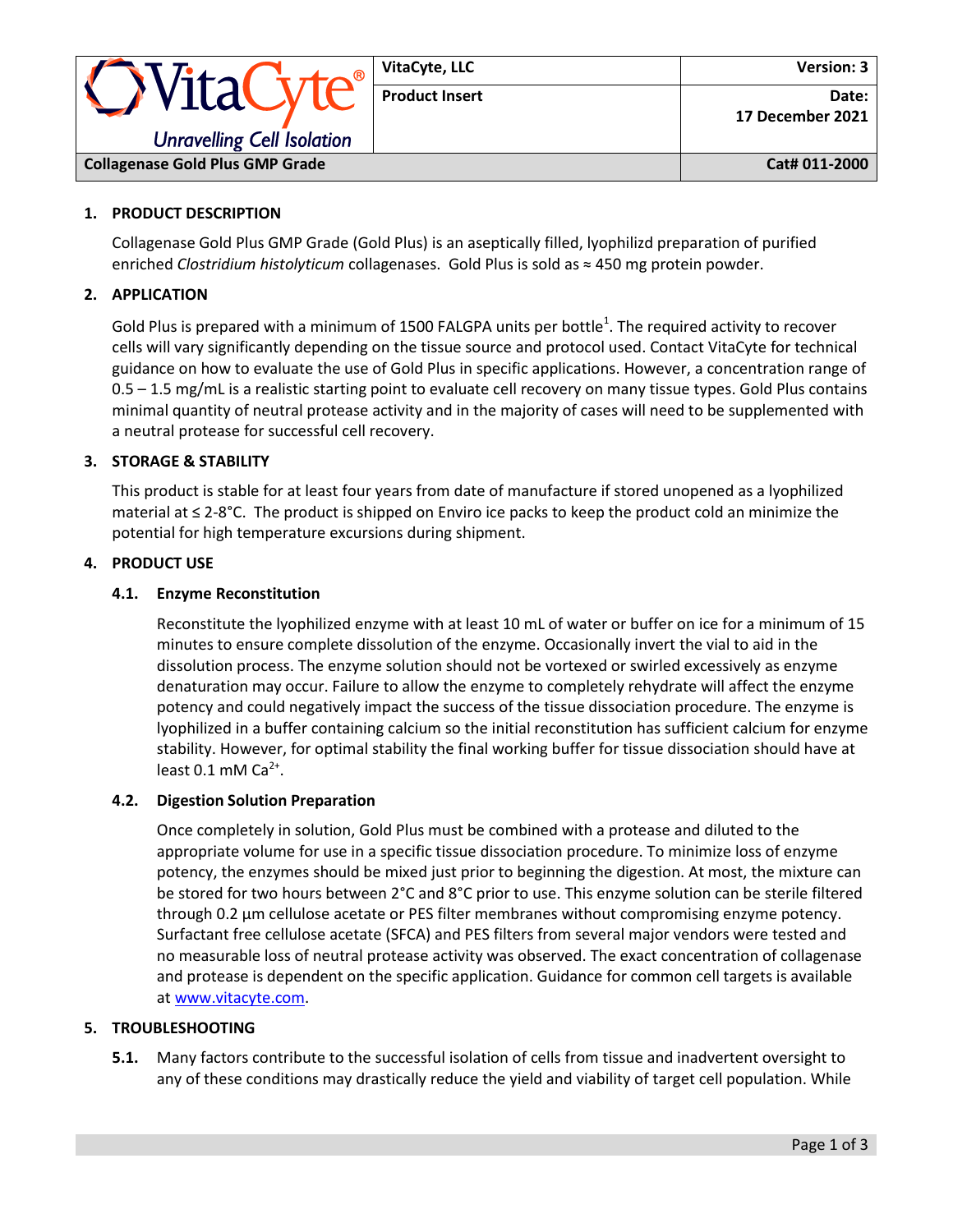| VitaCyte® Unravelling Cell Isolation | VitaCyte, LLC | Version: 3 |
| --- | --- | --- |
| | Product Insert | Date: 17 December 2021 |
| Collagenase Gold Plus GMP Grade | | Cat# 011-2000 |

## 1. PRODUCT DESCRIPTION

Collagenase Gold Plus GMP Grade (Gold Plus) is an aseptically filled, lyophilizd preparation of purified enriched *Clostridium histolyticum* collagenases. Gold Plus is sold as ≈ 450 mg protein powder.

## 2. APPLICATION

Gold Plus is prepared with a minimum of 1500 FALGPA units per bottle[1]. The required activity to recover cells will vary significantly depending on the tissue source and protocol used. Contact VitaCyte for technical guidance on how to evaluate the use of Gold Plus in specific applications. However, a concentration range of 0.5 – 1.5 mg/mL is a realistic starting point to evaluate cell recovery on many tissue types. Gold Plus contains minimal quantity of neutral protease activity and in the majority of cases will need to be supplemented with a neutral protease for successful cell recovery.

## 3. STORAGE & STABILITY

This product is stable for at least four years from date of manufacture if stored unopened as a lyophilized material at ≤ 2-8°C. The product is shipped on Enviro ice packs to keep the product cold an minimize the potential for high temperature excursions during shipment.

## 4. PRODUCT USE

### 4.1. Enzyme Reconstitution

Reconstitute the lyophilized enzyme with at least 10 mL of water or buffer on ice for a minimum of 15 minutes to ensure complete dissolution of the enzyme. Occasionally invert the vial to aid in the dissolution process. The enzyme solution should not be vortexed or swirled excessively as enzyme denaturation may occur. Failure to allow the enzyme to completely rehydrate will affect the enzyme potency and could negatively impact the success of the tissue dissociation procedure. The enzyme is lyophilized in a buffer containing calcium so the initial reconstitution has sufficient calcium for enzyme stability. However, for optimal stability the final working buffer for tissue dissociation should have at least 0.1 mM $Ca^{2+}$.

### 4.2. Digestion Solution Preparation

Once completely in solution, Gold Plus must be combined with a protease and diluted to the appropriate volume for use in a specific tissue dissociation procedure. To minimize loss of enzyme potency, the enzymes should be mixed just prior to beginning the digestion. At most, the mixture can be stored for two hours between 2°C and 8°C prior to use. This enzyme solution can be sterile filtered through 0.2 µm cellulose acetate or PES filter membranes without compromising enzyme potency. Surfactant free cellulose acetate (SFCA) and PES filters from several major vendors were tested and no measurable loss of neutral protease activity was observed. The exact concentration of collagenase and protease is dependent on the specific application. Guidance for common cell targets is available at www.vitacyte.com.

## 5. TROUBLESHOOTING

**5.1.** Many factors contribute to the successful isolation of cells from tissue and inadvertent oversight to any of these conditions may drastically reduce the yield and viability of target cell population. While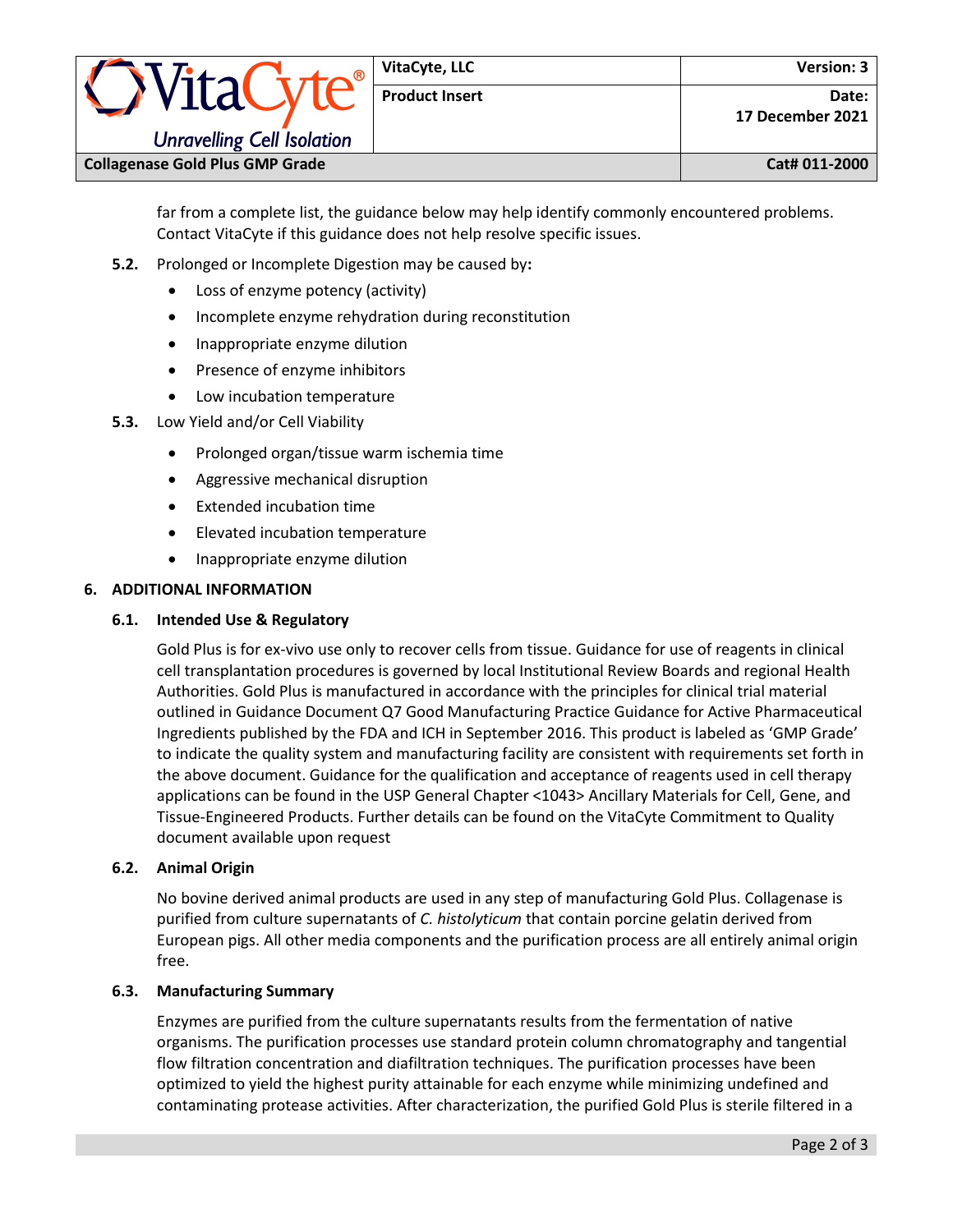far from a complete list, the guidance below may help identify commonly encountered problems. Contact VitaCyte if this guidance does not help resolve specific issues.

**5.2.** Prolonged or Incomplete Digestion may be caused by**:**

- Loss of enzyme potency (activity)
- Incomplete enzyme rehydration during reconstitution
- Inappropriate enzyme dilution
- Presence of enzyme inhibitors
- Low incubation temperature

**5.3.** Low Yield and/or Cell Viability

- Prolonged organ/tissue warm ischemia time
- Aggressive mechanical disruption
- Extended incubation time
- Elevated incubation temperature
- Inappropriate enzyme dilution

## 6. ADDITIONAL INFORMATION

### 6.1. Intended Use & Regulatory

Gold Plus is for ex-vivo use only to recover cells from tissue. Guidance for use of reagents in clinical cell transplantation procedures is governed by local Institutional Review Boards and regional Health Authorities. Gold Plus is manufactured in accordance with the principles for clinical trial material outlined in Guidance Document Q7 Good Manufacturing Practice Guidance for Active Pharmaceutical Ingredients published by the FDA and ICH in September 2016. This product is labeled as 'GMP Grade' to indicate the quality system and manufacturing facility are consistent with requirements set forth in the above document. Guidance for the qualification and acceptance of reagents used in cell therapy applications can be found in the USP General Chapter <1043> Ancillary Materials for Cell, Gene, and Tissue-Engineered Products. Further details can be found on the VitaCyte Commitment to Quality document available upon request

### 6.2. Animal Origin

No bovine derived animal products are used in any step of manufacturing Gold Plus. Collagenase is purified from culture supernatants of *C. histolyticum* that contain porcine gelatin derived from European pigs. All other media components and the purification process are all entirely animal origin free.

### 6.3. Manufacturing Summary

Enzymes are purified from the culture supernatants results from the fermentation of native organisms. The purification processes use standard protein column chromatography and tangential flow filtration concentration and diafiltration techniques. The purification processes have been optimized to yield the highest purity attainable for each enzyme while minimizing undefined and contaminating protease activities. After characterization, the purified Gold Plus is sterile filtered in a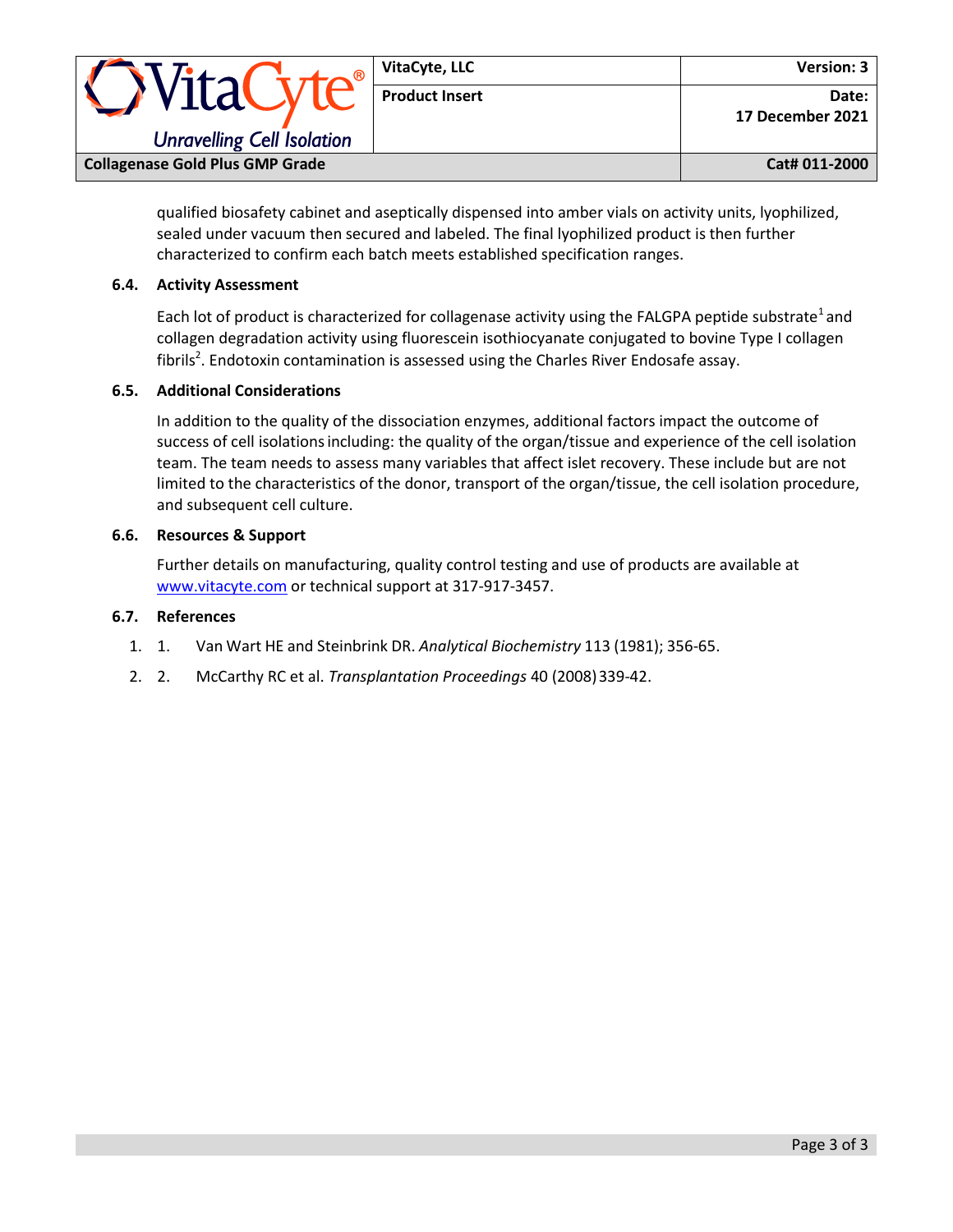qualified biosafety cabinet and aseptically dispensed into amber vials on activity units, lyophilized, sealed under vacuum then secured and labeled. The final lyophilized product is then further characterized to confirm each batch meets established specification ranges.

### 6.4. Activity Assessment

Each lot of product is characterized for collagenase activity using the FALGPA peptide substrate[1] and collagen degradation activity using fluorescein isothiocyanate conjugated to bovine Type I collagen fibrils[2]. Endotoxin contamination is assessed using the Charles River Endosafe assay.

### 6.5. Additional Considerations

In addition to the quality of the dissociation enzymes, additional factors impact the outcome of success of cell isolations including: the quality of the organ/tissue and experience of the cell isolation team. The team needs to assess many variables that affect islet recovery. These include but are not limited to the characteristics of the donor, transport of the organ/tissue, the cell isolation procedure, and subsequent cell culture.

### 6.6. Resources & Support

Further details on manufacturing, quality control testing and use of products are available at www.vitacyte.com or technical support at 317-917-3457.

### 6.7. References

1. 1. Van Wart HE and Steinbrink DR. *Analytical Biochemistry* 113 (1981); 356-65.
2. 2. McCarthy RC et al. *Transplantation Proceedings* 40 (2008) 339-42.